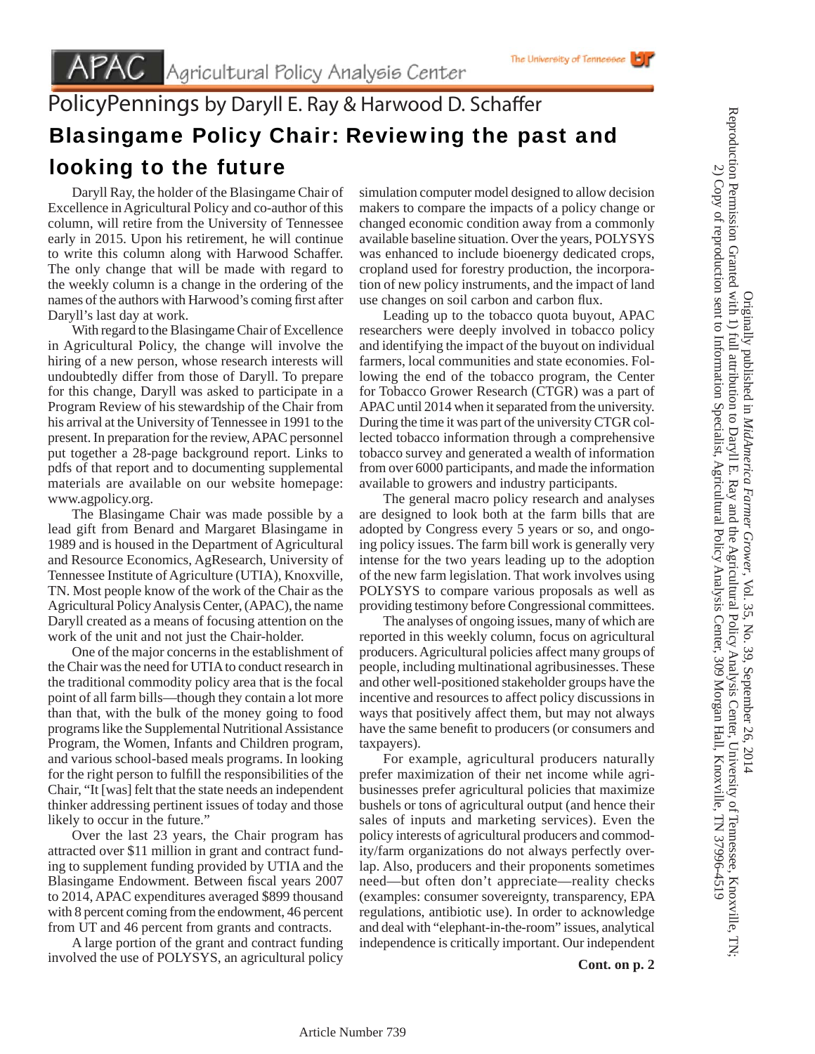# PolicyPennings by Daryll E. Ray & Harwood D. Schaffer

## Blasingame Policy Chair: Reviewing the past and looking to the future

Daryll Ray, the holder of the Blasingame Chair of Excellence in Agricultural Policy and co-author of this column, will retire from the University of Tennessee early in 2015. Upon his retirement, he will continue to write this column along with Harwood Schaffer. The only change that will be made with regard to the weekly column is a change in the ordering of the names of the authors with Harwood's coming first after Daryll's last day at work.

With regard to the Blasingame Chair of Excellence in Agricultural Policy, the change will involve the hiring of a new person, whose research interests will undoubtedly differ from those of Daryll. To prepare for this change, Daryll was asked to participate in a Program Review of his stewardship of the Chair from his arrival at the University of Tennessee in 1991 to the present. In preparation for the review, APAC personnel put together a 28-page background report. Links to pdfs of that report and to documenting supplemental materials are available on our website homepage: www.agpolicy.org.

The Blasingame Chair was made possible by a lead gift from Benard and Margaret Blasingame in 1989 and is housed in the Department of Agricultural and Resource Economics, AgResearch, University of Tennessee Institute of Agriculture (UTIA), Knoxville, TN. Most people know of the work of the Chair as the Agricultural Policy Analysis Center, (APAC), the name Daryll created as a means of focusing attention on the work of the unit and not just the Chair-holder.

One of the major concerns in the establishment of the Chair was the need for UTIA to conduct research in the traditional commodity policy area that is the focal point of all farm bills—though they contain a lot more than that, with the bulk of the money going to food programs like the Supplemental Nutritional Assistance Program, the Women, Infants and Children program, and various school-based meals programs. In looking for the right person to fulfill the responsibilities of the Chair, "It [was] felt that the state needs an independent thinker addressing pertinent issues of today and those likely to occur in the future."

Over the last 23 years, the Chair program has attracted over $11 million in grant and contract funding to supplement funding provided by UTIA and the Blasingame Endowment. Between fiscal years 2007 to 2014, APAC expenditures averaged $899 thousand with 8 percent coming from the endowment, 46 percent from UT and 46 percent from grants and contracts.

A large portion of the grant and contract funding involved the use of POLYSYS, an agricultural policy simulation computer model designed to allow decision makers to compare the impacts of a policy change or changed economic condition away from a commonly available baseline situation. Over the years, POLYSYS was enhanced to include bioenergy dedicated crops, cropland used for forestry production, the incorporation of new policy instruments, and the impact of land use changes on soil carbon and carbon flux.

Leading up to the tobacco quota buyout, APAC researchers were deeply involved in tobacco policy and identifying the impact of the buyout on individual farmers, local communities and state economies. Following the end of the tobacco program, the Center for Tobacco Grower Research (CTGR) was a part of APAC until 2014 when it separated from the university. During the time it was part of the university CTGR collected tobacco information through a comprehensive tobacco survey and generated a wealth of information from over 6000 participants, and made the information available to growers and industry participants.

The general macro policy research and analyses are designed to look both at the farm bills that are adopted by Congress every 5 years or so, and ongoing policy issues. The farm bill work is generally very intense for the two years leading up to the adoption of the new farm legislation. That work involves using POLYSYS to compare various proposals as well as providing testimony before Congressional committees.

The analyses of ongoing issues, many of which are reported in this weekly column, focus on agricultural producers. Agricultural policies affect many groups of people, including multinational agribusinesses. These and other well-positioned stakeholder groups have the incentive and resources to affect policy discussions in ways that positively affect them, but may not always have the same benefit to producers (or consumers and taxpayers).

For example, agricultural producers naturally prefer maximization of their net income while agribusinesses prefer agricultural policies that maximize bushels or tons of agricultural output (and hence their sales of inputs and marketing services). Even the policy interests of agricultural producers and commodity/farm organizations do not always perfectly overlap. Also, producers and their proponents sometimes need—but often don't appreciate—reality checks (examples: consumer sovereignty, transparency, EPA regulations, antibiotic use). In order to acknowledge and deal with "elephant-in-the-room" issues, analytical independence is critically important. Our independent

**Cont. on p. 2**

Originally published in *MidAmerica Farmer Grower*, Vol. 35, No. 39, September 26, 2014

Reproduction Permission Granted with 1) full attribution to Daryll E. Ray and the Agricultural Policy Analysis Center, University of Tennessee, Knoxville, TN; 2) Copy of reproduction sent to Information Specialist, Agricultural Policy Analysis Center, 309 Morgan Hall, Knoxville, TN 37996-4519

Article Number 739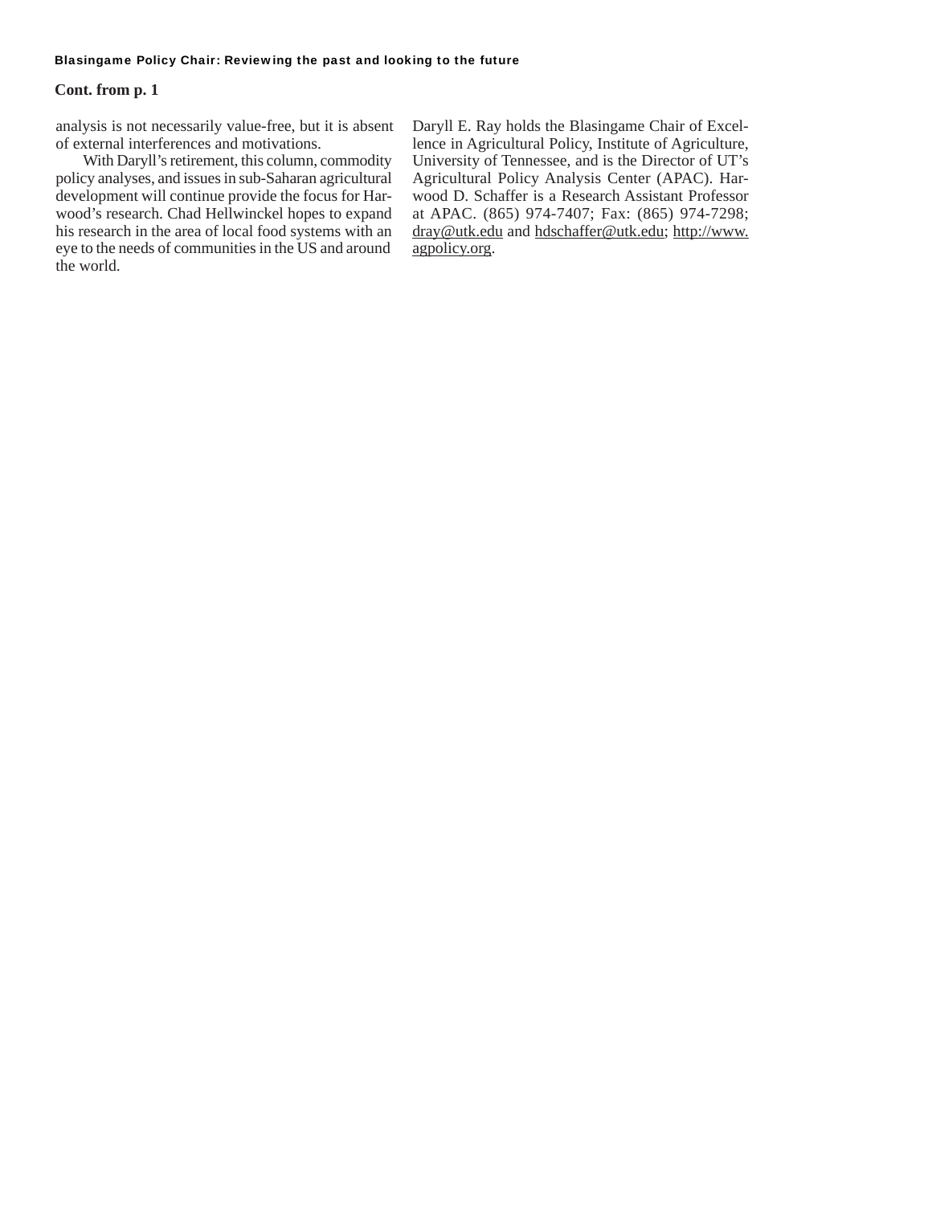**Cont. from p. 1**

analysis is not necessarily value-free, but it is absent of external interferences and motivations.

With Daryll's retirement, this column, commodity policy analyses, and issues in sub-Saharan agricultural development will continue provide the focus for Harwood's research. Chad Hellwinckel hopes to expand his research in the area of local food systems with an eye to the needs of communities in the US and around the world.

Daryll E. Ray holds the Blasingame Chair of Excellence in Agricultural Policy, Institute of Agriculture, University of Tennessee, and is the Director of UT's Agricultural Policy Analysis Center (APAC). Harwood D. Schaffer is a Research Assistant Professor at APAC. (865) 974-7407; Fax: (865) 974-7298; dray@utk.edu and hdschaffer@utk.edu; http://www.agpolicy.org.